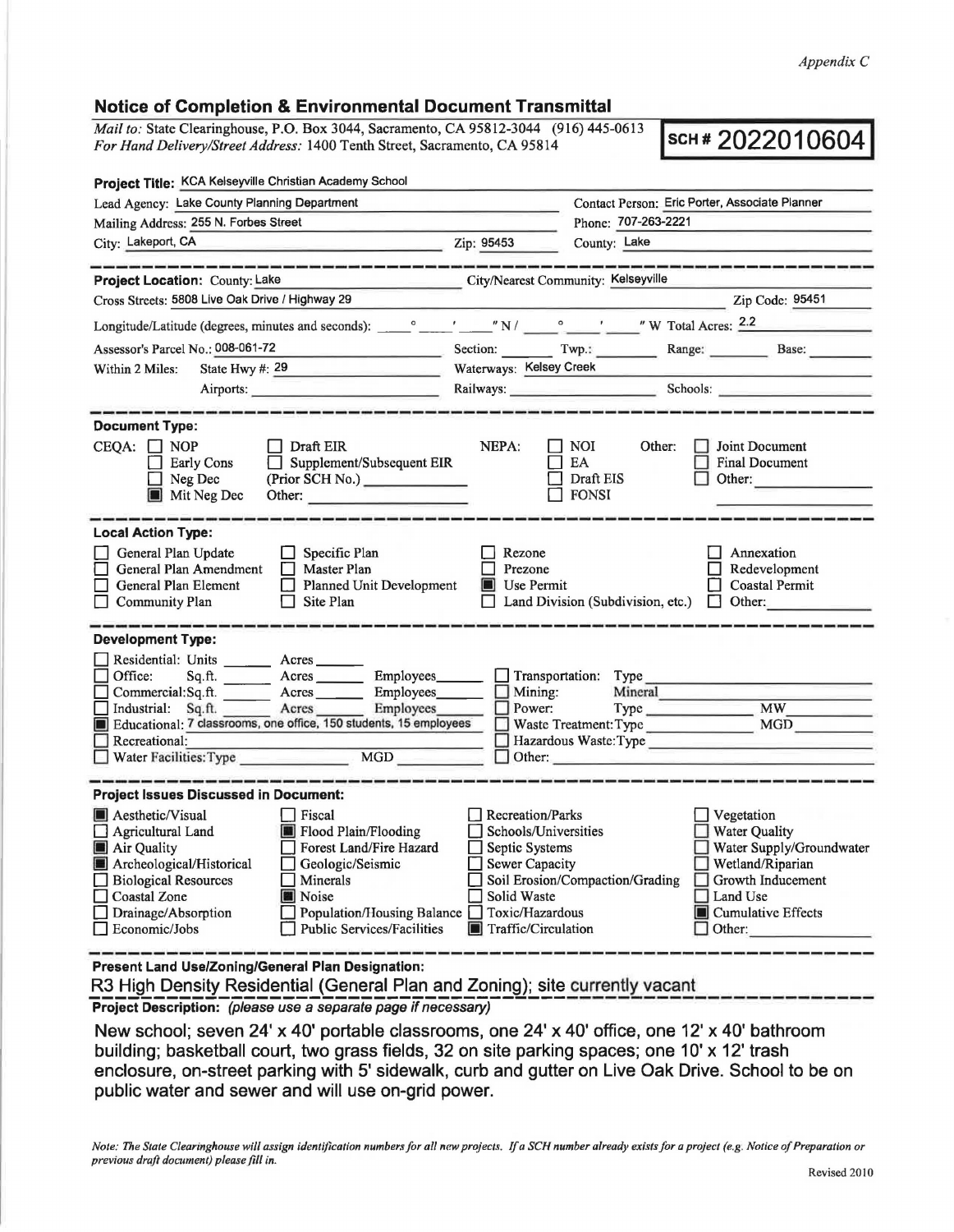*Appendix C*

## Notice of Completion & Environmental Document Transmittal

*Mail to:* State Clearinghouse, P.O. Box 3044, Sacramento, CA 95812-3044 (916) 445-0613
*For Hand Delivery/Street Address:* 1400 Tenth Street, Sacramento, CA 95814

**SCH # 2022010604**

**Project Title:** KCA Kelseyville Christian Academy School

Lead Agency: Lake County Planning Department
Contact Person: Eric Porter, Associate Planner
Mailing Address: 255 N. Forbes Street
Phone: 707-263-2221
City: Lakeport, CA Zip: 95453 County: Lake

---

**Project Location:** County: Lake City/Nearest Community: Kelseyville
Cross Streets: 5808 Live Oak Drive / Highway 29 Zip Code: 95451
Longitude/Latitude (degrees, minutes and seconds): \_\_\_° \_\_\_′ \_\_\_″ N / \_\_\_° \_\_\_′ \_\_\_″ W Total Acres: 2.2
Assessor's Parcel No.: 008-061-72 Section: \_\_\_ Twp.: \_\_\_ Range: \_\_\_ Base: \_\_\_
Within 2 Miles: State Hwy #: 29 Waterways: Kelsey Creek
Airports: \_\_\_ Railways: \_\_\_ Schools: \_\_\_

---

**Document Type:**

CEQA:
- ☐ NOP
- ☐ Early Cons
- ☐ Neg Dec
- ■ Mit Neg Dec
- ☐ Draft EIR
- ☐ Supplement/Subsequent EIR (Prior SCH No.) \_\_\_
- Other: \_\_\_

NEPA:
- ☐ NOI
- ☐ EA
- ☐ Draft EIS
- ☐ FONSI

Other:
- ☐ Joint Document
- ☐ Final Document
- ☐ Other: \_\_\_

---

**Local Action Type:**

- ☐ General Plan Update
- ☐ General Plan Amendment
- ☐ General Plan Element
- ☐ Community Plan
- ☐ Specific Plan
- ☐ Master Plan
- ☐ Planned Unit Development
- ☐ Site Plan
- ☐ Rezone
- ☐ Prezone
- ■ Use Permit
- ☐ Land Division (Subdivision, etc.)
- ☐ Annexation
- ☐ Redevelopment
- ☐ Coastal Permit
- ☐ Other: \_\_\_

---

**Development Type:**

- ☐ Residential: Units \_\_\_ Acres \_\_\_
- ☐ Office: Sq.ft. \_\_\_ Acres \_\_\_ Employees \_\_\_
- ☐ Commercial: Sq.ft. \_\_\_ Acres \_\_\_ Employees \_\_\_
- ☐ Industrial: Sq.ft. \_\_\_ Acres \_\_\_ Employees \_\_\_
- ■ Educational: 7 classrooms, one office, 150 students, 15 employees
- ☐ Recreational: \_\_\_
- ☐ Water Facilities: Type \_\_\_ MGD \_\_\_
- ☐ Transportation: Type \_\_\_
- ☐ Mining: Mineral \_\_\_
- ☐ Power: Type \_\_\_ MW \_\_\_
- ☐ Waste Treatment: Type \_\_\_ MGD \_\_\_
- ☐ Hazardous Waste: Type \_\_\_
- ☐ Other: \_\_\_

---

**Project Issues Discussed in Document:**

- ■ Aesthetic/Visual
- ☐ Agricultural Land
- ■ Air Quality
- ■ Archeological/Historical
- ☐ Biological Resources
- ☐ Coastal Zone
- ☐ Drainage/Absorption
- ☐ Economic/Jobs
- ☐ Fiscal
- ■ Flood Plain/Flooding
- ☐ Forest Land/Fire Hazard
- ☐ Geologic/Seismic
- ☐ Minerals
- ■ Noise
- ☐ Population/Housing Balance
- ☐ Public Services/Facilities
- ☐ Recreation/Parks
- ☐ Schools/Universities
- ☐ Septic Systems
- ☐ Sewer Capacity
- ☐ Soil Erosion/Compaction/Grading
- ☐ Solid Waste
- ☐ Toxic/Hazardous
- ■ Traffic/Circulation
- ☐ Vegetation
- ☐ Water Quality
- ☐ Water Supply/Groundwater
- ☐ Wetland/Riparian
- ☐ Growth Inducement
- ☐ Land Use
- ■ Cumulative Effects
- ☐ Other: \_\_\_

---

**Present Land Use/Zoning/General Plan Designation:**

R3 High Density Residential (General Plan and Zoning); site currently vacant

**Project Description:** *(please use a separate page if necessary)*

New school; seven 24' x 40' portable classrooms, one 24' x 40' office, one 12' x 40' bathroom building; basketball court, two grass fields, 32 on site parking spaces; one 10' x 12' trash enclosure, on-street parking with 5' sidewalk, curb and gutter on Live Oak Drive. School to be on public water and sewer and will use on-grid power.

*Note: The State Clearinghouse will assign identification numbers for all new projects. If a SCH number already exists for a project (e.g. Notice of Preparation or previous draft document) please fill in.*

Revised 2010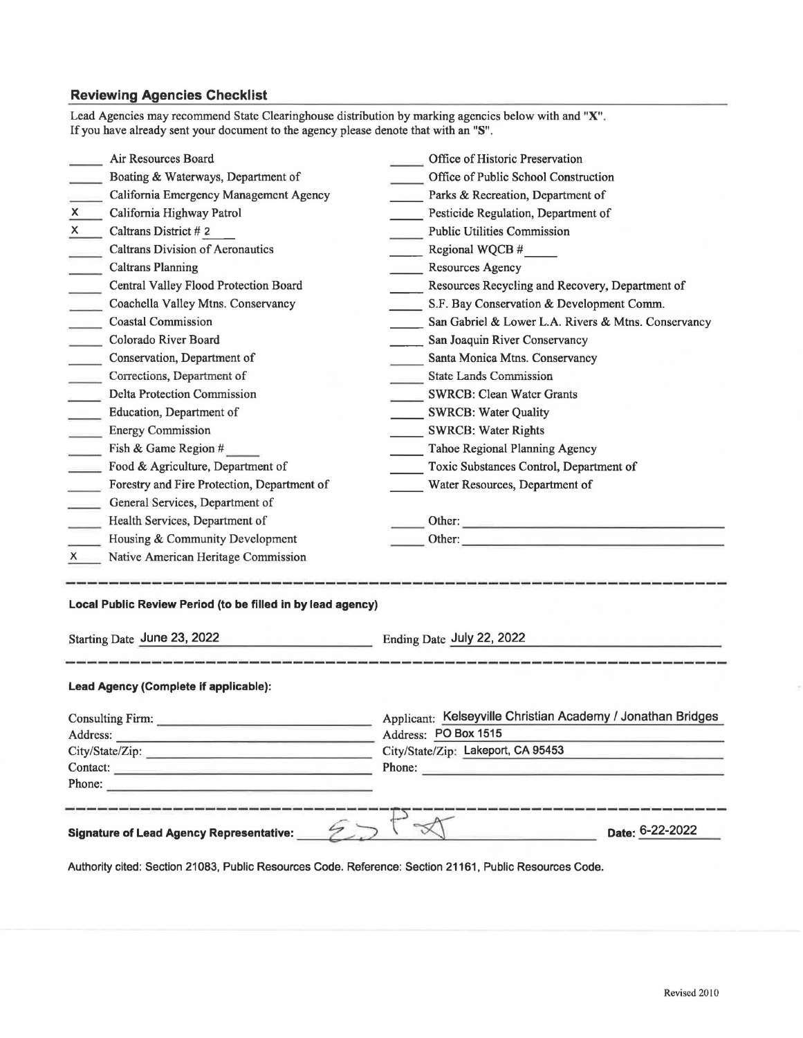## Reviewing Agencies Checklist

Lead Agencies may recommend State Clearinghouse distribution by marking agencies below with and "X".
If you have already sent your document to the agency please denote that with an "S".

- ____ Air Resources Board
- ____ Boating & Waterways, Department of
- ____ California Emergency Management Agency
- X California Highway Patrol
- X Caltrans District # 2
- ____ Caltrans Division of Aeronautics
- ____ Caltrans Planning
- ____ Central Valley Flood Protection Board
- ____ Coachella Valley Mtns. Conservancy
- ____ Coastal Commission
- ____ Colorado River Board
- ____ Conservation, Department of
- ____ Corrections, Department of
- ____ Delta Protection Commission
- ____ Education, Department of
- ____ Energy Commission
- ____ Fish & Game Region # ____
- ____ Food & Agriculture, Department of
- ____ Forestry and Fire Protection, Department of
- ____ General Services, Department of
- ____ Health Services, Department of
- ____ Housing & Community Development
- X Native American Heritage Commission
- ____ Office of Historic Preservation
- ____ Office of Public School Construction
- ____ Parks & Recreation, Department of
- ____ Pesticide Regulation, Department of
- ____ Public Utilities Commission
- ____ Regional WQCB # ____
- ____ Resources Agency
- ____ Resources Recycling and Recovery, Department of
- ____ S.F. Bay Conservation & Development Comm.
- ____ San Gabriel & Lower L.A. Rivers & Mtns. Conservancy
- ____ San Joaquin River Conservancy
- ____ Santa Monica Mtns. Conservancy
- ____ State Lands Commission
- ____ SWRCB: Clean Water Grants
- ____ SWRCB: Water Quality
- ____ SWRCB: Water Rights
- ____ Tahoe Regional Planning Agency
- ____ Toxic Substances Control, Department of
- ____ Water Resources, Department of
- ____ Other: ____
- ____ Other: ____

---

**Local Public Review Period (to be filled in by lead agency)**

Starting Date June 23, 2022

Ending Date July 22, 2022

---

**Lead Agency (Complete if applicable):**

Consulting Firm:
Address:
City/State/Zip:
Contact:
Phone:

Applicant: Kelseyville Christian Academy / Jonathan Bridges
Address: PO Box 1515
City/State/Zip: Lakeport, CA 95453
Phone:

---

**Signature of Lead Agency Representative:** [signature] **Date:** 6-22-2022

Authority cited: Section 21083, Public Resources Code. Reference: Section 21161, Public Resources Code.

Revised 2010